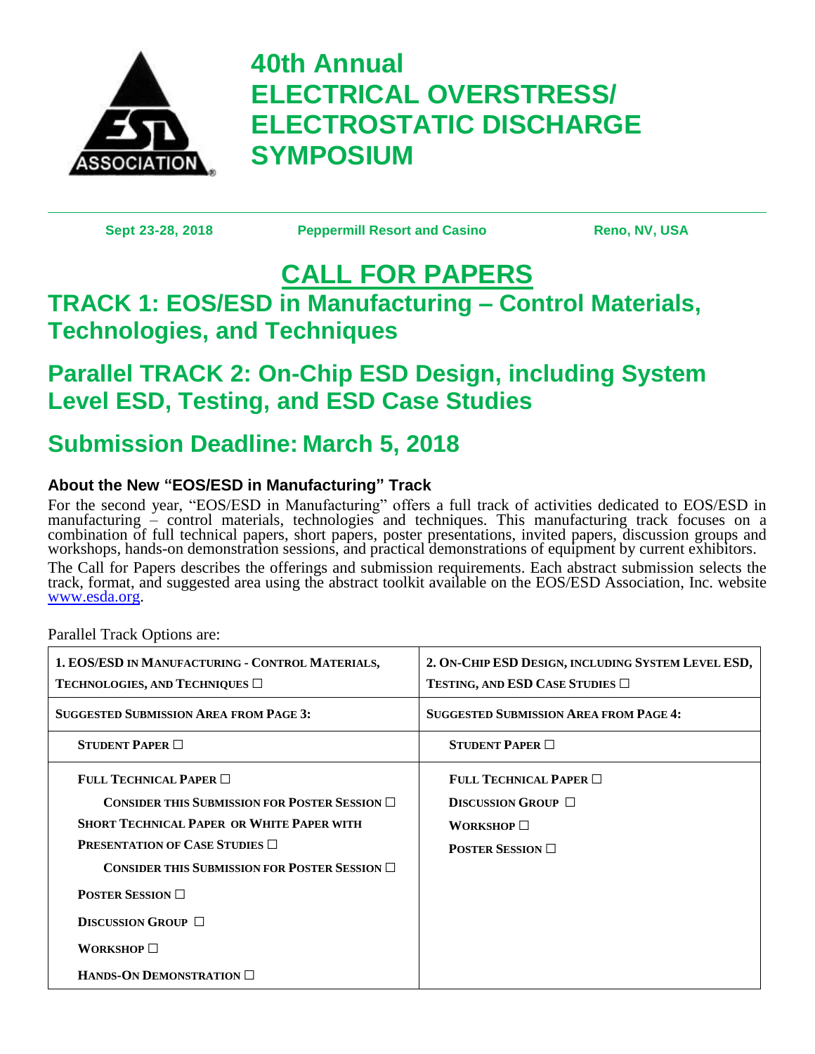# 40th Annual ELECTRICAL OVERSTRESS/ ELECTROSTATIC DISCHARGE SYMPOSIUM

**Sept 23-28, 2018** **Peppermill Resort and Casino** **Reno, NV, USA**

# CALL FOR PAPERS

## TRACK 1: EOS/ESD in Manufacturing – Control Materials, Technologies, and Techniques

## Parallel TRACK 2: On-Chip ESD Design, including System Level ESD, Testing, and ESD Case Studies

## Submission Deadline: March 5, 2018

### About the New "EOS/ESD in Manufacturing" Track

For the second year, "EOS/ESD in Manufacturing" offers a full track of activities dedicated to EOS/ESD in manufacturing – control materials, technologies and techniques. This manufacturing track focuses on a combination of full technical papers, short papers, poster presentations, invited papers, discussion groups and workshops, hands-on demonstration sessions, and practical demonstrations of equipment by current exhibitors.

The Call for Papers describes the offerings and submission requirements. Each abstract submission selects the track, format, and suggested area using the abstract toolkit available on the EOS/ESD Association, Inc. website www.esda.org.

Parallel Track Options are:

| 1. EOS/ESD in Manufacturing - Control Materials, Technologies, and Techniques ☐ | 2. On-Chip ESD Design, including System Level ESD, Testing, and ESD Case Studies ☐ |
|---|---|
| Suggested Submission Area from Page 3: | Suggested Submission Area from Page 4: |
| Student Paper ☐ | Student Paper ☐ |
| Full Technical Paper ☐<br>Consider this submission for Poster Session ☐<br>Short Technical Paper or White Paper with Presentation of Case Studies ☐<br>Consider this submission for Poster Session ☐<br>Poster Session ☐<br>Discussion Group ☐<br>Workshop ☐<br>Hands-On Demonstration ☐ | Full Technical Paper ☐<br>Discussion Group ☐<br>Workshop ☐<br>Poster Session ☐ |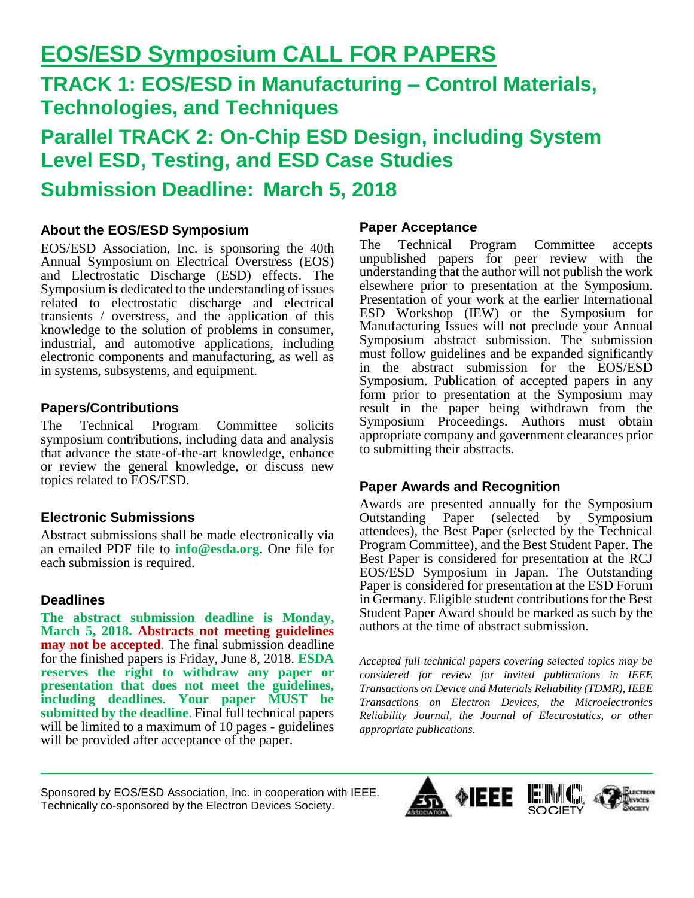# EOS/ESD Symposium CALL FOR PAPERS

## TRACK 1: EOS/ESD in Manufacturing – Control Materials, Technologies, and Techniques

## Parallel TRACK 2: On-Chip ESD Design, including System Level ESD, Testing, and ESD Case Studies

## Submission Deadline: March 5, 2018

### About the EOS/ESD Symposium

EOS/ESD Association, Inc. is sponsoring the 40th Annual Symposium on Electrical Overstress (EOS) and Electrostatic Discharge (ESD) effects. The Symposium is dedicated to the understanding of issues related to electrostatic discharge and electrical transients / overstress, and the application of this knowledge to the solution of problems in consumer, industrial, and automotive applications, including electronic components and manufacturing, as well as in systems, subsystems, and equipment.

### Papers/Contributions

The Technical Program Committee solicits symposium contributions, including data and analysis that advance the state-of-the-art knowledge, enhance or review the general knowledge, or discuss new topics related to EOS/ESD.

### Electronic Submissions

Abstract submissions shall be made electronically via an emailed PDF file to **info@esda.org**. One file for each submission is required.

### Deadlines

**The abstract submission deadline is Monday, March 5, 2018. Abstracts not meeting guidelines may not be accepted**. The final submission deadline for the finished papers is Friday, June 8, 2018. **ESDA reserves the right to withdraw any paper or presentation that does not meet the guidelines, including deadlines. Your paper MUST be submitted by the deadline**. Final full technical papers will be limited to a maximum of 10 pages - guidelines will be provided after acceptance of the paper.

### Paper Acceptance

The Technical Program Committee accepts unpublished papers for peer review with the understanding that the author will not publish the work elsewhere prior to presentation at the Symposium. Presentation of your work at the earlier International ESD Workshop (IEW) or the Symposium for Manufacturing Issues will not preclude your Annual Symposium abstract submission. The submission must follow guidelines and be expanded significantly in the abstract submission for the EOS/ESD Symposium. Publication of accepted papers in any form prior to presentation at the Symposium may result in the paper being withdrawn from the Symposium Proceedings. Authors must obtain appropriate company and government clearances prior to submitting their abstracts.

### Paper Awards and Recognition

Awards are presented annually for the Symposium Outstanding Paper (selected by Symposium attendees), the Best Paper (selected by the Technical Program Committee), and the Best Student Paper. The Best Paper is considered for presentation at the RCJ EOS/ESD Symposium in Japan. The Outstanding Paper is considered for presentation at the ESD Forum in Germany. Eligible student contributions for the Best Student Paper Award should be marked as such by the authors at the time of abstract submission.

*Accepted full technical papers covering selected topics may be considered for review for invited publications in IEEE Transactions on Device and Materials Reliability (TDMR), IEEE Transactions on Electron Devices, the Microelectronics Reliability Journal, the Journal of Electrostatics, or other appropriate publications.*

---

Sponsored by EOS/ESD Association, Inc. in cooperation with IEEE.
Technically co-sponsored by the Electron Devices Society.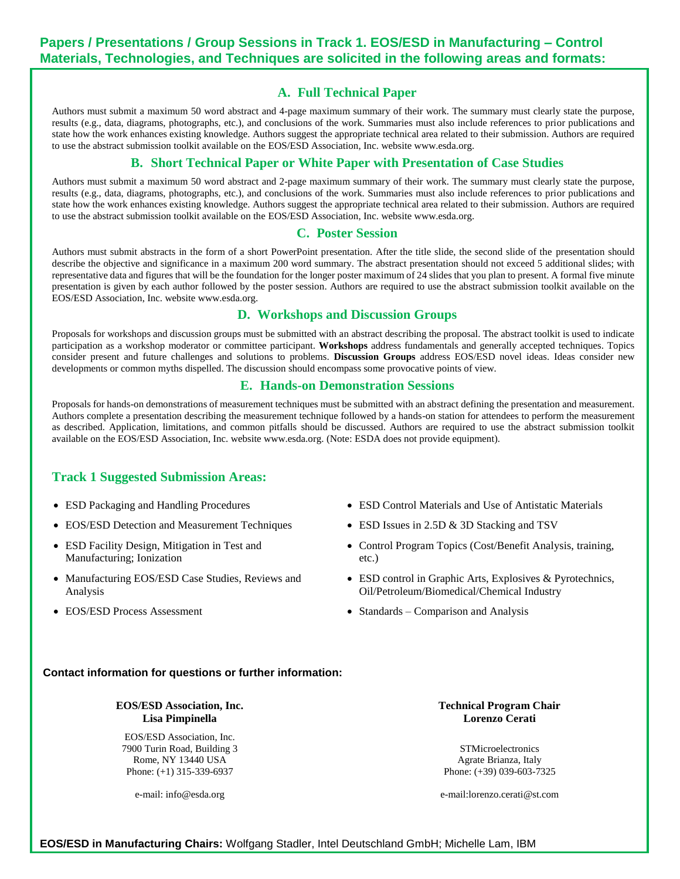## Papers / Presentations / Group Sessions in Track 1. EOS/ESD in Manufacturing – Control Materials, Technologies, and Techniques are solicited in the following areas and formats:

### A. Full Technical Paper

Authors must submit a maximum 50 word abstract and 4-page maximum summary of their work. The summary must clearly state the purpose, results (e.g., data, diagrams, photographs, etc.), and conclusions of the work. Summaries must also include references to prior publications and state how the work enhances existing knowledge. Authors suggest the appropriate technical area related to their submission. Authors are required to use the abstract submission toolkit available on the EOS/ESD Association, Inc. website www.esda.org.

### B. Short Technical Paper or White Paper with Presentation of Case Studies

Authors must submit a maximum 50 word abstract and 2-page maximum summary of their work. The summary must clearly state the purpose, results (e.g., data, diagrams, photographs, etc.), and conclusions of the work. Summaries must also include references to prior publications and state how the work enhances existing knowledge. Authors suggest the appropriate technical area related to their submission. Authors are required to use the abstract submission toolkit available on the EOS/ESD Association, Inc. website www.esda.org.

### C. Poster Session

Authors must submit abstracts in the form of a short PowerPoint presentation. After the title slide, the second slide of the presentation should describe the objective and significance in a maximum 200 word summary. The abstract presentation should not exceed 5 additional slides; with representative data and figures that will be the foundation for the longer poster maximum of 24 slides that you plan to present. A formal five minute presentation is given by each author followed by the poster session. Authors are required to use the abstract submission toolkit available on the EOS/ESD Association, Inc. website www.esda.org.

### D. Workshops and Discussion Groups

Proposals for workshops and discussion groups must be submitted with an abstract describing the proposal. The abstract toolkit is used to indicate participation as a workshop moderator or committee participant. **Workshops** address fundamentals and generally accepted techniques. Topics consider present and future challenges and solutions to problems. **Discussion Groups** address EOS/ESD novel ideas. Ideas consider new developments or common myths dispelled. The discussion should encompass some provocative points of view.

### E. Hands-on Demonstration Sessions

Proposals for hands-on demonstrations of measurement techniques must be submitted with an abstract defining the presentation and measurement. Authors complete a presentation describing the measurement technique followed by a hands-on station for attendees to perform the measurement as described. Application, limitations, and common pitfalls should be discussed. Authors are required to use the abstract submission toolkit available on the EOS/ESD Association, Inc. website www.esda.org. (Note: ESDA does not provide equipment).

### Track 1 Suggested Submission Areas:

- ESD Packaging and Handling Procedures
- EOS/ESD Detection and Measurement Techniques
- ESD Facility Design, Mitigation in Test and Manufacturing; Ionization
- Manufacturing EOS/ESD Case Studies, Reviews and Analysis
- EOS/ESD Process Assessment
- ESD Control Materials and Use of Antistatic Materials
- ESD Issues in 2.5D & 3D Stacking and TSV
- Control Program Topics (Cost/Benefit Analysis, training, etc.)
- ESD control in Graphic Arts, Explosives & Pyrotechnics, Oil/Petroleum/Biomedical/Chemical Industry
- Standards – Comparison and Analysis

**Contact information for questions or further information:**

**EOS/ESD Association, Inc.**
**Lisa Pimpinella**

EOS/ESD Association, Inc.
7900 Turin Road, Building 3
Rome, NY 13440 USA
Phone: (+1) 315-339-6937

e-mail: info@esda.org

**Technical Program Chair**
**Lorenzo Cerati**

STMicroelectronics
Agrate Brianza, Italy
Phone: (+39) 039-603-7325

e-mail:lorenzo.cerati@st.com

**EOS/ESD in Manufacturing Chairs:** Wolfgang Stadler, Intel Deutschland GmbH; Michelle Lam, IBM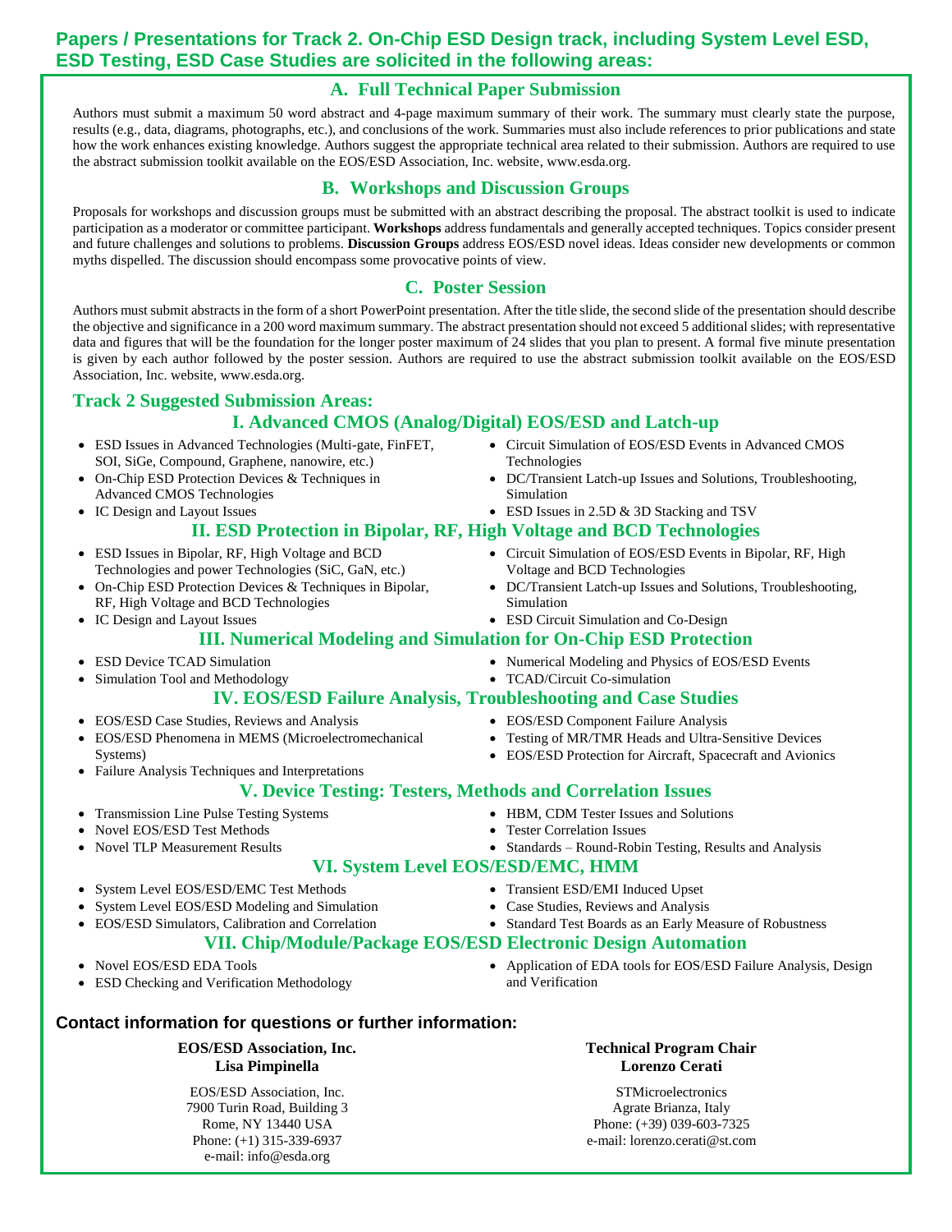## Papers / Presentations for Track 2. On-Chip ESD Design track, including System Level ESD, ESD Testing, ESD Case Studies are solicited in the following areas:

### A. Full Technical Paper Submission

Authors must submit a maximum 50 word abstract and 4-page maximum summary of their work. The summary must clearly state the purpose, results (e.g., data, diagrams, photographs, etc.), and conclusions of the work. Summaries must also include references to prior publications and state how the work enhances existing knowledge. Authors suggest the appropriate technical area related to their submission. Authors are required to use the abstract submission toolkit available on the EOS/ESD Association, Inc. website, www.esda.org.

### B. Workshops and Discussion Groups

Proposals for workshops and discussion groups must be submitted with an abstract describing the proposal. The abstract toolkit is used to indicate participation as a moderator or committee participant. **Workshops** address fundamentals and generally accepted techniques. Topics consider present and future challenges and solutions to problems. **Discussion Groups** address EOS/ESD novel ideas. Ideas consider new developments or common myths dispelled. The discussion should encompass some provocative points of view.

### C. Poster Session

Authors must submit abstracts in the form of a short PowerPoint presentation. After the title slide, the second slide of the presentation should describe the objective and significance in a 200 word maximum summary. The abstract presentation should not exceed 5 additional slides; with representative data and figures that will be the foundation for the longer poster maximum of 24 slides that you plan to present. A formal five minute presentation is given by each author followed by the poster session. Authors are required to use the abstract submission toolkit available on the EOS/ESD Association, Inc. website, www.esda.org.

### Track 2 Suggested Submission Areas:

#### I. Advanced CMOS (Analog/Digital) EOS/ESD and Latch-up

- ESD Issues in Advanced Technologies (Multi-gate, FinFET, SOI, SiGe, Compound, Graphene, nanowire, etc.)
- On-Chip ESD Protection Devices & Techniques in Advanced CMOS Technologies
- IC Design and Layout Issues
- Circuit Simulation of EOS/ESD Events in Advanced CMOS Technologies
- DC/Transient Latch-up Issues and Solutions, Troubleshooting, Simulation
- ESD Issues in 2.5D & 3D Stacking and TSV

#### II. ESD Protection in Bipolar, RF, High Voltage and BCD Technologies

- ESD Issues in Bipolar, RF, High Voltage and BCD Technologies and power Technologies (SiC, GaN, etc.)
- On-Chip ESD Protection Devices & Techniques in Bipolar, RF, High Voltage and BCD Technologies
- IC Design and Layout Issues
- Circuit Simulation of EOS/ESD Events in Bipolar, RF, High Voltage and BCD Technologies
- DC/Transient Latch-up Issues and Solutions, Troubleshooting, Simulation
- ESD Circuit Simulation and Co-Design

#### III. Numerical Modeling and Simulation for On-Chip ESD Protection

- ESD Device TCAD Simulation
- Simulation Tool and Methodology
- Numerical Modeling and Physics of EOS/ESD Events
- TCAD/Circuit Co-simulation

#### IV. EOS/ESD Failure Analysis, Troubleshooting and Case Studies

- EOS/ESD Case Studies, Reviews and Analysis
- EOS/ESD Phenomena in MEMS (Microelectromechanical Systems)
- Failure Analysis Techniques and Interpretations
- EOS/ESD Component Failure Analysis
- Testing of MR/TMR Heads and Ultra-Sensitive Devices
- EOS/ESD Protection for Aircraft, Spacecraft and Avionics

#### V. Device Testing: Testers, Methods and Correlation Issues

- Transmission Line Pulse Testing Systems
- Novel EOS/ESD Test Methods
- Novel TLP Measurement Results
- HBM, CDM Tester Issues and Solutions
- Tester Correlation Issues
- Standards – Round-Robin Testing, Results and Analysis

#### VI. System Level EOS/ESD/EMC, HMM

- System Level EOS/ESD/EMC Test Methods
- System Level EOS/ESD Modeling and Simulation
- EOS/ESD Simulators, Calibration and Correlation
- Transient ESD/EMI Induced Upset
- Case Studies, Reviews and Analysis
- Standard Test Boards as an Early Measure of Robustness

#### VII. Chip/Module/Package EOS/ESD Electronic Design Automation

- Novel EOS/ESD EDA Tools
- ESD Checking and Verification Methodology
- Application of EDA tools for EOS/ESD Failure Analysis, Design and Verification

### Contact information for questions or further information:

**EOS/ESD Association, Inc.**
**Lisa Pimpinella**

EOS/ESD Association, Inc.
7900 Turin Road, Building 3
Rome, NY 13440 USA
Phone: (+1) 315-339-6937
e-mail: info@esda.org

**Technical Program Chair**
**Lorenzo Cerati**

STMicroelectronics
Agrate Brianza, Italy
Phone: (+39) 039-603-7325
e-mail: lorenzo.cerati@st.com